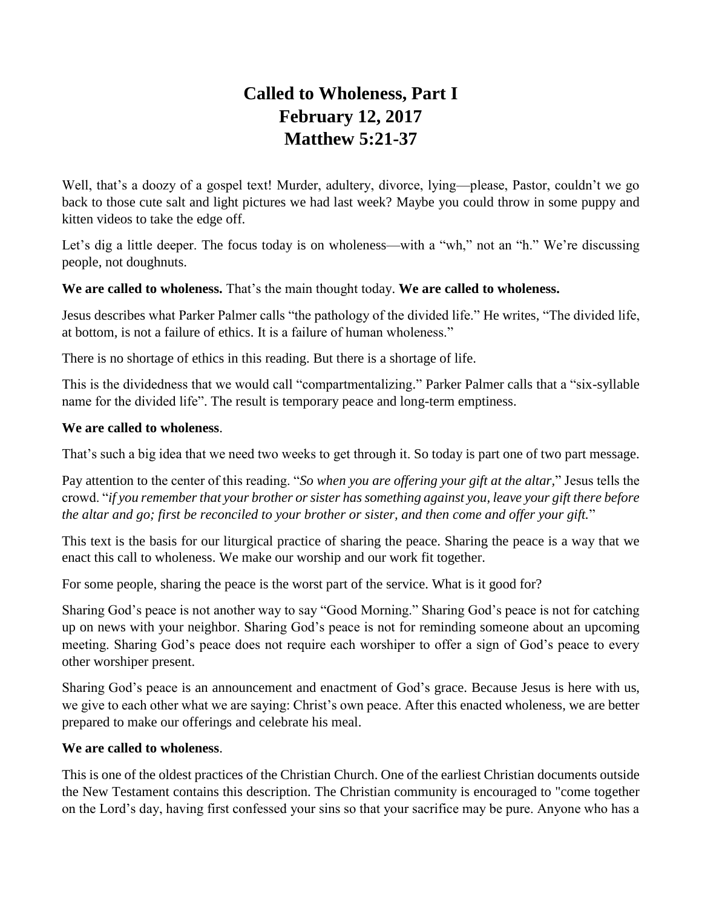# Called to Wholeness, Part I
# February 12, 2017
# Matthew 5:21-37

Well, that's a doozy of a gospel text! Murder, adultery, divorce, lying—please, Pastor, couldn't we go back to those cute salt and light pictures we had last week? Maybe you could throw in some puppy and kitten videos to take the edge off.

Let's dig a little deeper. The focus today is on wholeness—with a "wh," not an "h." We're discussing people, not doughnuts.

**We are called to wholeness.** That's the main thought today. **We are called to wholeness.**

Jesus describes what Parker Palmer calls "the pathology of the divided life." He writes, "The divided life, at bottom, is not a failure of ethics. It is a failure of human wholeness."

There is no shortage of ethics in this reading. But there is a shortage of life.

This is the dividedness that we would call "compartmentalizing." Parker Palmer calls that a "six-syllable name for the divided life". The result is temporary peace and long-term emptiness.

**We are called to wholeness**.

That's such a big idea that we need two weeks to get through it. So today is part one of two part message.

Pay attention to the center of this reading. "*So when you are offering your gift at the altar,*" Jesus tells the crowd. "*if you remember that your brother or sister has something against you, leave your gift there before the altar and go; first be reconciled to your brother or sister, and then come and offer your gift.*"

This text is the basis for our liturgical practice of sharing the peace. Sharing the peace is a way that we enact this call to wholeness. We make our worship and our work fit together.

For some people, sharing the peace is the worst part of the service. What is it good for?

Sharing God's peace is not another way to say "Good Morning." Sharing God's peace is not for catching up on news with your neighbor. Sharing God's peace is not for reminding someone about an upcoming meeting. Sharing God's peace does not require each worshiper to offer a sign of God's peace to every other worshiper present.

Sharing God's peace is an announcement and enactment of God's grace. Because Jesus is here with us, we give to each other what we are saying: Christ's own peace. After this enacted wholeness, we are better prepared to make our offerings and celebrate his meal.

**We are called to wholeness**.

This is one of the oldest practices of the Christian Church. One of the earliest Christian documents outside the New Testament contains this description. The Christian community is encouraged to "come together on the Lord's day, having first confessed your sins so that your sacrifice may be pure. Anyone who has a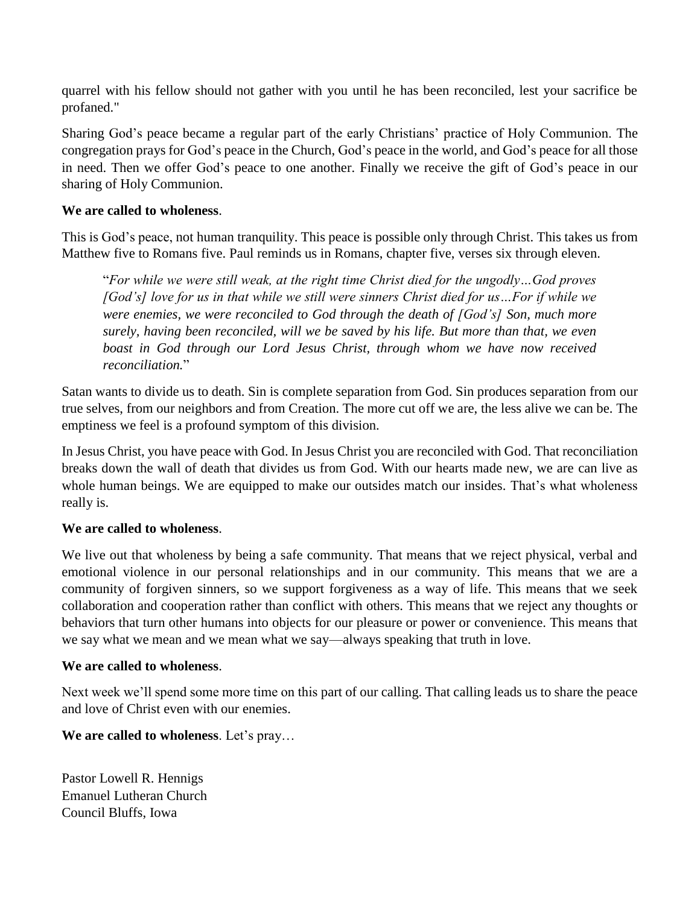quarrel with his fellow should not gather with you until he has been reconciled, lest your sacrifice be profaned."

Sharing God's peace became a regular part of the early Christians' practice of Holy Communion. The congregation prays for God's peace in the Church, God's peace in the world, and God's peace for all those in need. Then we offer God's peace to one another. Finally we receive the gift of God's peace in our sharing of Holy Communion.

**We are called to wholeness**.

This is God's peace, not human tranquility. This peace is possible only through Christ. This takes us from Matthew five to Romans five. Paul reminds us in Romans, chapter five, verses six through eleven.

> "*For while we were still weak, at the right time Christ died for the ungodly…God proves [God's] love for us in that while we still were sinners Christ died for us…For if while we were enemies, we were reconciled to God through the death of [God's] Son, much more surely, having been reconciled, will we be saved by his life. But more than that, we even boast in God through our Lord Jesus Christ, through whom we have now received reconciliation.*"

Satan wants to divide us to death. Sin is complete separation from God. Sin produces separation from our true selves, from our neighbors and from Creation. The more cut off we are, the less alive we can be. The emptiness we feel is a profound symptom of this division.

In Jesus Christ, you have peace with God. In Jesus Christ you are reconciled with God. That reconciliation breaks down the wall of death that divides us from God. With our hearts made new, we are can live as whole human beings. We are equipped to make our outsides match our insides. That's what wholeness really is.

**We are called to wholeness**.

We live out that wholeness by being a safe community. That means that we reject physical, verbal and emotional violence in our personal relationships and in our community. This means that we are a community of forgiven sinners, so we support forgiveness as a way of life. This means that we seek collaboration and cooperation rather than conflict with others. This means that we reject any thoughts or behaviors that turn other humans into objects for our pleasure or power or convenience. This means that we say what we mean and we mean what we say—always speaking that truth in love.

**We are called to wholeness**.

Next week we'll spend some more time on this part of our calling. That calling leads us to share the peace and love of Christ even with our enemies.

**We are called to wholeness**. Let's pray…

Pastor Lowell R. Hennigs
Emanuel Lutheran Church
Council Bluffs, Iowa